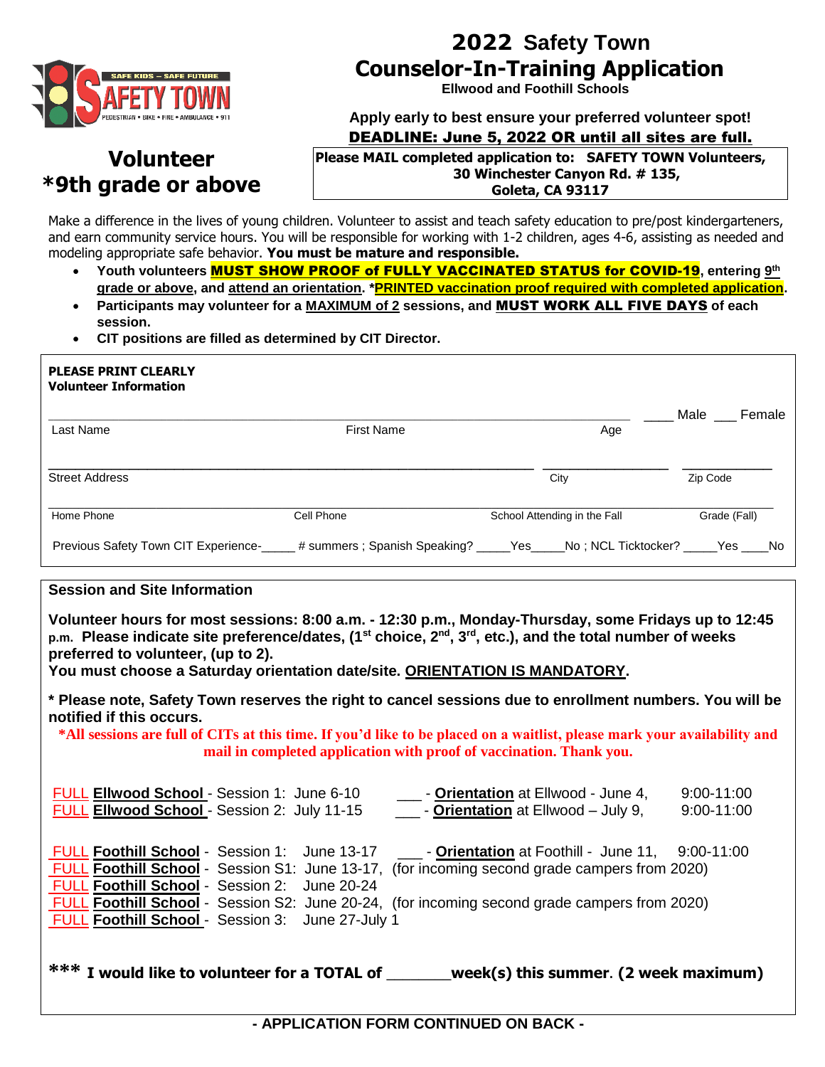# 2022 Safety Town Counselor-In-Training Application

**Ellwood and Foothill Schools**

**Apply early to best ensure your preferred volunteer spot!**

**DEADLINE: June 5, 2022 OR until all sites are full.**

## Volunteer *9th grade or above

**Please MAIL completed application to: SAFETY TOWN Volunteers, 30 Winchester Canyon Rd. # 135, Goleta, CA 93117**

Make a difference in the lives of young children. Volunteer to assist and teach safety education to pre/post kindergarteners, and earn community service hours. You will be responsible for working with 1-2 children, ages 4-6, assisting as needed and modeling appropriate safe behavior. **You must be mature and responsible.**

- **Youth volunteers MUST SHOW PROOF of FULLY VACCINATED STATUS for COVID-19, entering 9th grade or above, and attend an orientation. *PRINTED vaccination proof required with completed application.**
- **Participants may volunteer for a MAXIMUM of 2 sessions, and MUST WORK ALL FIVE DAYS of each session.**
- **CIT positions are filled as determined by CIT Director.**

**PLEASE PRINT CLEARLY**
**Volunteer Information**

Last Name ____________ First Name ____________ Age ______ ____ Male ___ Female

Street Address ____________ City ____________ Zip Code ____________

Home Phone ____________ Cell Phone ____________ School Attending in the Fall ____________ Grade (Fall) ______

Previous Safety Town CIT Experience-_____ # summers ; Spanish Speaking? _____Yes_____No ; NCL Ticktocker? _____Yes ____No

**Session and Site Information**

**Volunteer hours for most sessions: 8:00 a.m. - 12:30 p.m., Monday-Thursday, some Fridays up to 12:45 p.m. Please indicate site preference/dates, (1st choice, 2nd, 3rd, etc.), and the total number of weeks preferred to volunteer, (up to 2).**
**You must choose a Saturday orientation date/site. ORIENTATION IS MANDATORY.**

**\* Please note, Safety Town reserves the right to cancel sessions due to enrollment numbers. You will be notified if this occurs.**

***All sessions are full of CITs at this time. If you'd like to be placed on a waitlist, please mark your availability and mail in completed application with proof of vaccination. Thank you.**

FULL **Ellwood School** - Session 1: June 6-10 ___ - **Orientation** at Ellwood - June 4, 9:00-11:00
FULL **Ellwood School** - Session 2: July 11-15 ___ - **Orientation** at Ellwood – July 9, 9:00-11:00

FULL **Foothill School** - Session 1: June 13-17 ___ - **Orientation** at Foothill - June 11, 9:00-11:00
FULL **Foothill School** - Session S1: June 13-17, (for incoming second grade campers from 2020)
FULL **Foothill School** - Session 2: June 20-24
FULL **Foothill School** - Session S2: June 20-24, (for incoming second grade campers from 2020)
FULL **Foothill School** - Session 3: June 27-July 1

**\*\*\* I would like to volunteer for a TOTAL of _______week(s) this summer. (2 week maximum)**

**- APPLICATION FORM CONTINUED ON BACK -**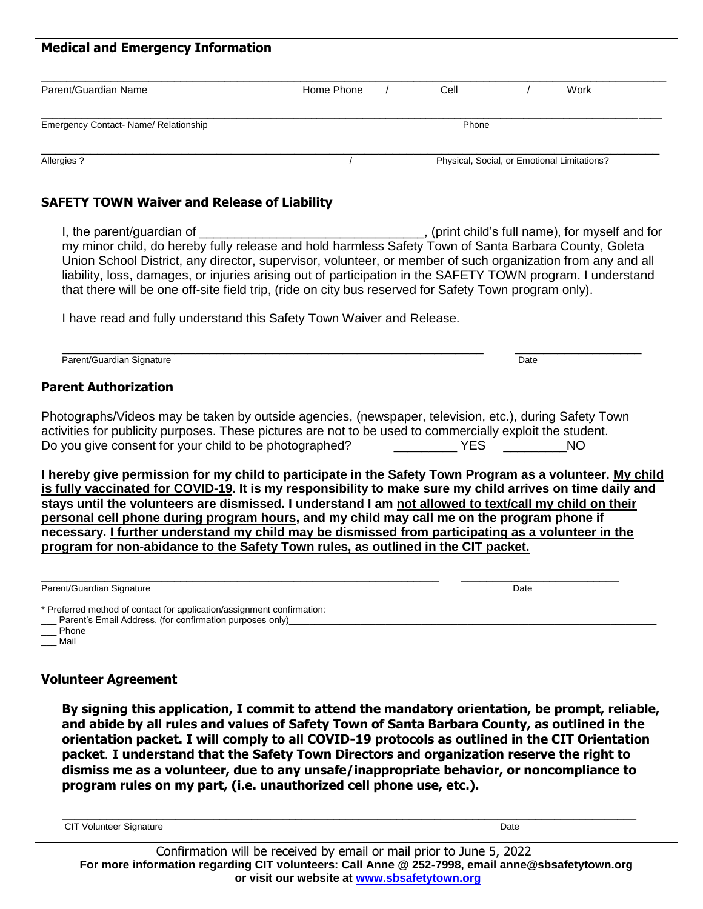## Medical and Emergency Information

______________________________________________________________________________________________

Parent/Guardian Name Home Phone / Cell / Work

______________________________________________________________________________________________

Emergency Contact- Name/ Relationship Phone

______________________________________________________________________________________________

Allergies ? / Physical, Social, or Emotional Limitations?

## SAFETY TOWN Waiver and Release of Liability

I, the parent/guardian of ________________________________, (print child's full name), for myself and for my minor child, do hereby fully release and hold harmless Safety Town of Santa Barbara County, Goleta Union School District, any director, supervisor, volunteer, or member of such organization from any and all liability, loss, damages, or injuries arising out of participation in the SAFETY TOWN program. I understand that there will be one off-site field trip, (ride on city bus reserved for Safety Town program only).

I have read and fully understand this Safety Town Waiver and Release.

______________________________________________________________ ___________________

Parent/Guardian Signature Date

## Parent Authorization

Photographs/Videos may be taken by outside agencies, (newspaper, television, etc.), during Safety Town activities for publicity purposes. These pictures are not to be used to commercially exploit the student.
Do you give consent for your child to be photographed? _________ YES _________NO

**I hereby give permission for my child to participate in the Safety Town Program as a volunteer. <u>My child is fully vaccinated for COVID-19</u>. It is my responsibility to make sure my child arrives on time daily and stays until the volunteers are dismissed. I understand I am <u>not allowed to text/call my child on their personal cell phone during program hours</u>, and my child may call me on the program phone if necessary. <u>I further understand my child may be dismissed from participating as a volunteer in the program for non-abidance to the Safety Town rules, as outlined in the CIT packet.</u>**

______________________________________________________________ ___________________________

Parent/Guardian Signature Date

\* Preferred method of contact for application/assignment confirmation:
___ Parent's Email Address, (for confirmation purposes only)____________________________________________
___ Phone
___ Mail

## Volunteer Agreement

**By signing this application, I commit to attend the mandatory orientation, be prompt, reliable, and abide by all rules and values of Safety Town of Santa Barbara County, as outlined in the orientation packet. I will comply to all COVID-19 protocols as outlined in the CIT Orientation packet. I understand that the Safety Town Directors and organization reserve the right to dismiss me as a volunteer, due to any unsafe/inappropriate behavior, or noncompliance to program rules on my part, (i.e. unauthorized cell phone use, etc.).**

______________________________________________________________________________________________

CIT Volunteer Signature Date

Confirmation will be received by email or mail prior to June 5, 2022

**For more information regarding CIT volunteers: Call Anne @ 252-7998, email anne@sbsafetytown.org or visit our website at [www.sbsafetytown.org](http://www.sbsafetytown.org)**